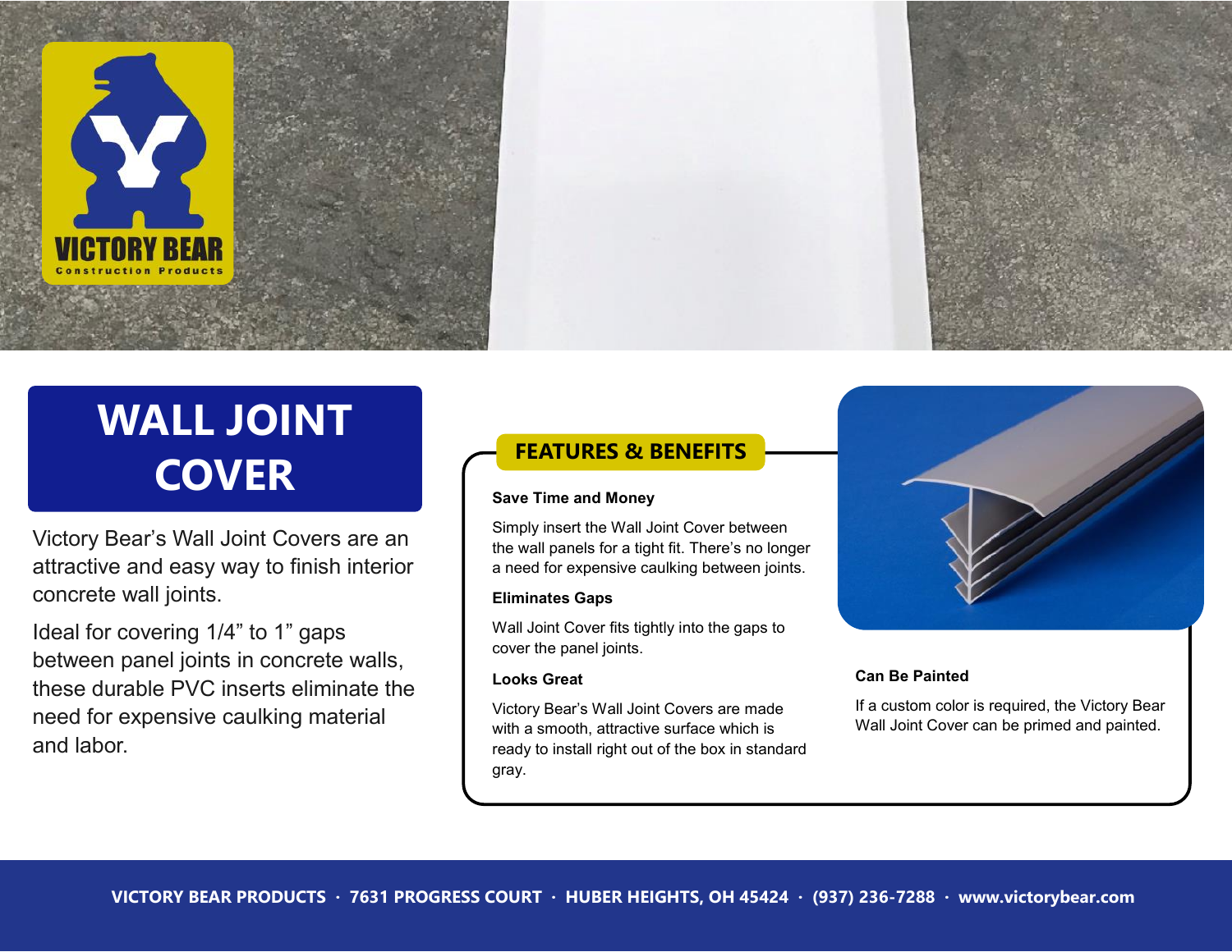# WALL JOINT COVER

Victory Bear's Wall Joint Covers are an attractive and easy way to finish interior concrete wall joints.

Ideal for covering 1/4" to 1" gaps between panel joints in concrete walls, these durable PVC inserts eliminate the need for expensive caulking material and labor.

## FEATURES & BENEFITS

**Save Time and Money**

Simply insert the Wall Joint Cover between the wall panels for a tight fit. There's no longer a need for expensive caulking between joints.

**Eliminates Gaps**

Wall Joint Cover fits tightly into the gaps to cover the panel joints.

**Looks Great**

Victory Bear's Wall Joint Covers are made with a smooth, attractive surface which is ready to install right out of the box in standard gray.

**Can Be Painted**

If a custom color is required, the Victory Bear Wall Joint Cover can be primed and painted.

VICTORY BEAR PRODUCTS · 7631 PROGRESS COURT · HUBER HEIGHTS, OH 45424 · (937) 236-7288 · www.victorybear.com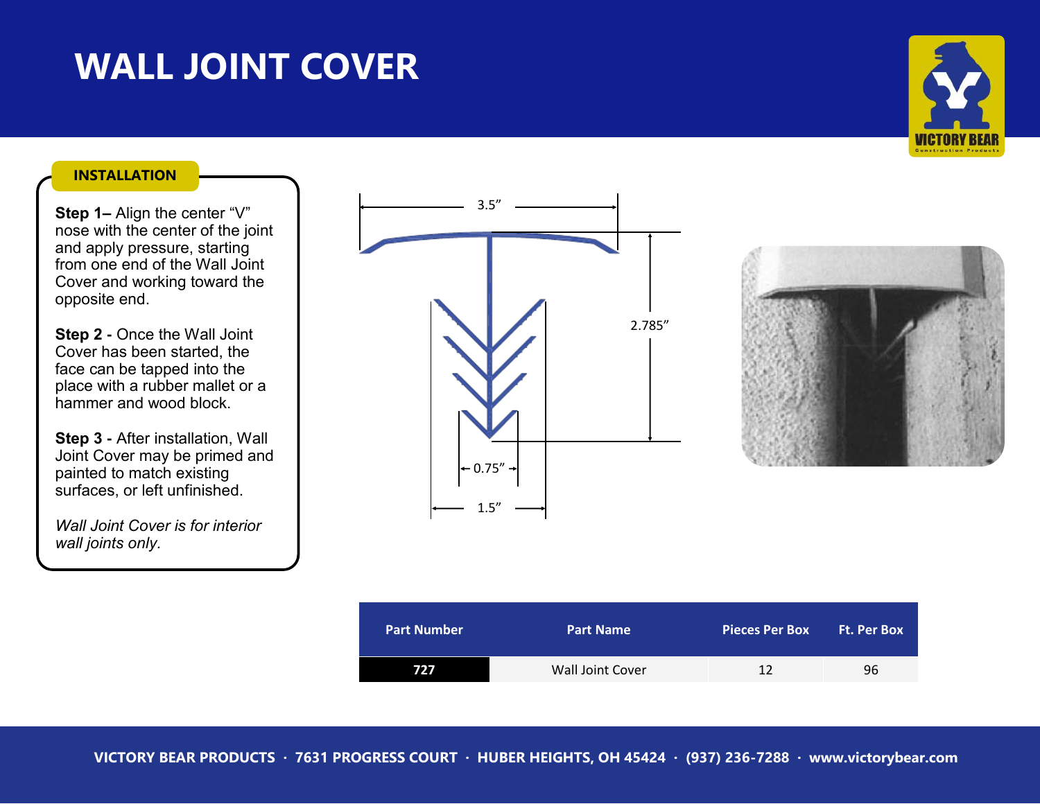# WALL JOINT COVER

## INSTALLATION

**Step 1–** Align the center “V” nose with the center of the joint and apply pressure, starting from one end of the Wall Joint Cover and working toward the opposite end.

**Step 2 -** Once the Wall Joint Cover has been started, the face can be tapped into the place with a rubber mallet or a hammer and wood block.

**Step 3 -** After installation, Wall Joint Cover may be primed and painted to match existing surfaces, or left unfinished.

*Wall Joint Cover is for interior wall joints only.*

3.5”
2.785”
0.75”
1.5”

| Part Number | Part Name | Pieces Per Box | Ft. Per Box |
|---|---|---|---|
| 727 | Wall Joint Cover | 12 | 96 |

VICTORY BEAR PRODUCTS · 7631 PROGRESS COURT · HUBER HEIGHTS, OH 45424 · (937) 236-7288 · www.victorybear.com